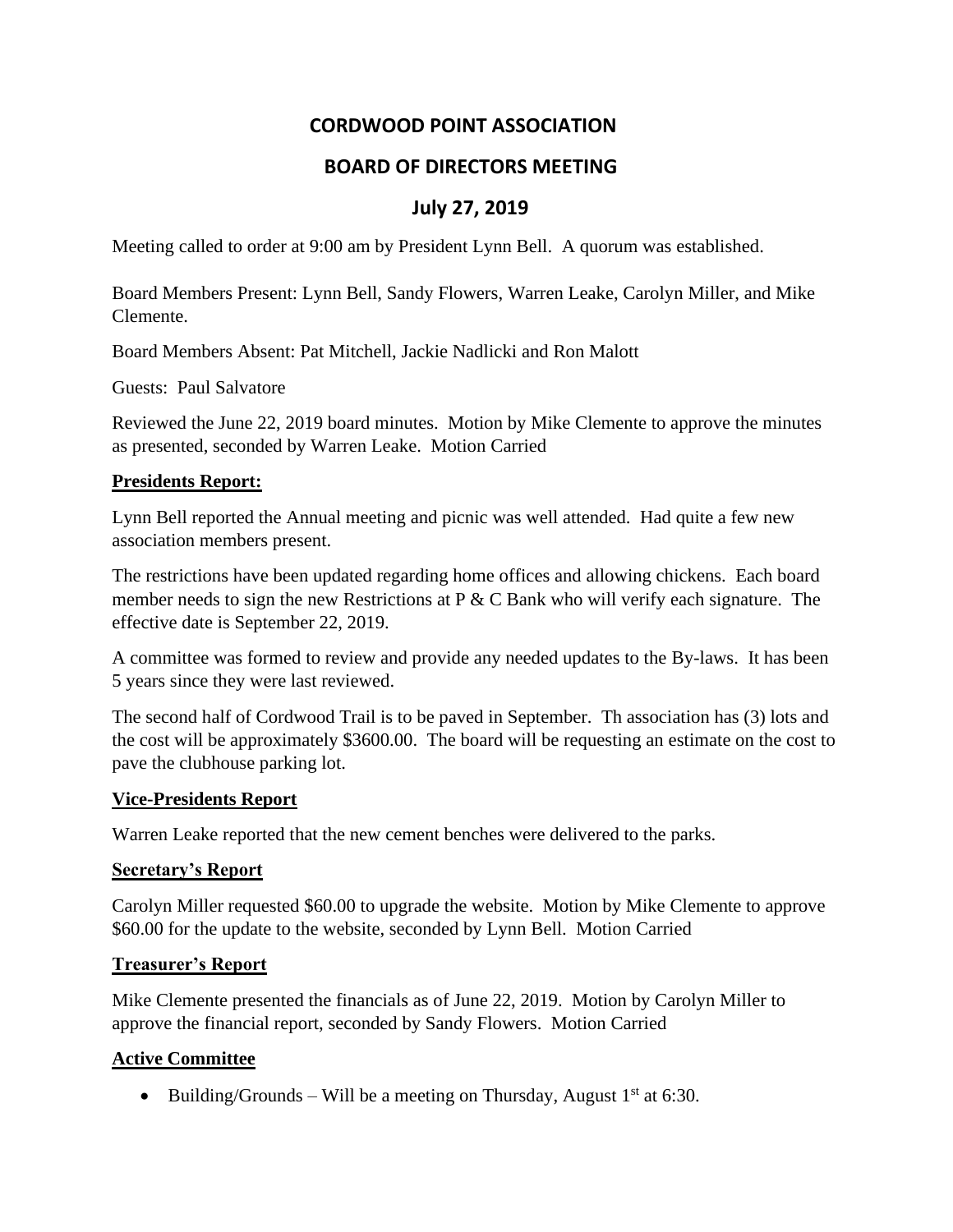# CORDWOOD POINT ASSOCIATION

## BOARD OF DIRECTORS MEETING

## July 27, 2019

Meeting called to order at 9:00 am by President Lynn Bell. A quorum was established.

Board Members Present: Lynn Bell, Sandy Flowers, Warren Leake, Carolyn Miller, and Mike Clemente.

Board Members Absent: Pat Mitchell, Jackie Nadlicki and Ron Malott

Guests: Paul Salvatore

Reviewed the June 22, 2019 board minutes. Motion by Mike Clemente to approve the minutes as presented, seconded by Warren Leake. Motion Carried

**Presidents Report:**

Lynn Bell reported the Annual meeting and picnic was well attended. Had quite a few new association members present.

The restrictions have been updated regarding home offices and allowing chickens. Each board member needs to sign the new Restrictions at P & C Bank who will verify each signature. The effective date is September 22, 2019.

A committee was formed to review and provide any needed updates to the By-laws. It has been 5 years since they were last reviewed.

The second half of Cordwood Trail is to be paved in September. Th association has (3) lots and the cost will be approximately $3600.00. The board will be requesting an estimate on the cost to pave the clubhouse parking lot.

**Vice-Presidents Report**

Warren Leake reported that the new cement benches were delivered to the parks.

**Secretary's Report**

Carolyn Miller requested $60.00 to upgrade the website. Motion by Mike Clemente to approve $60.00 for the update to the website, seconded by Lynn Bell. Motion Carried

**Treasurer's Report**

Mike Clemente presented the financials as of June 22, 2019. Motion by Carolyn Miller to approve the financial report, seconded by Sandy Flowers. Motion Carried

**Active Committee**

- Building/Grounds – Will be a meeting on Thursday, August 1st at 6:30.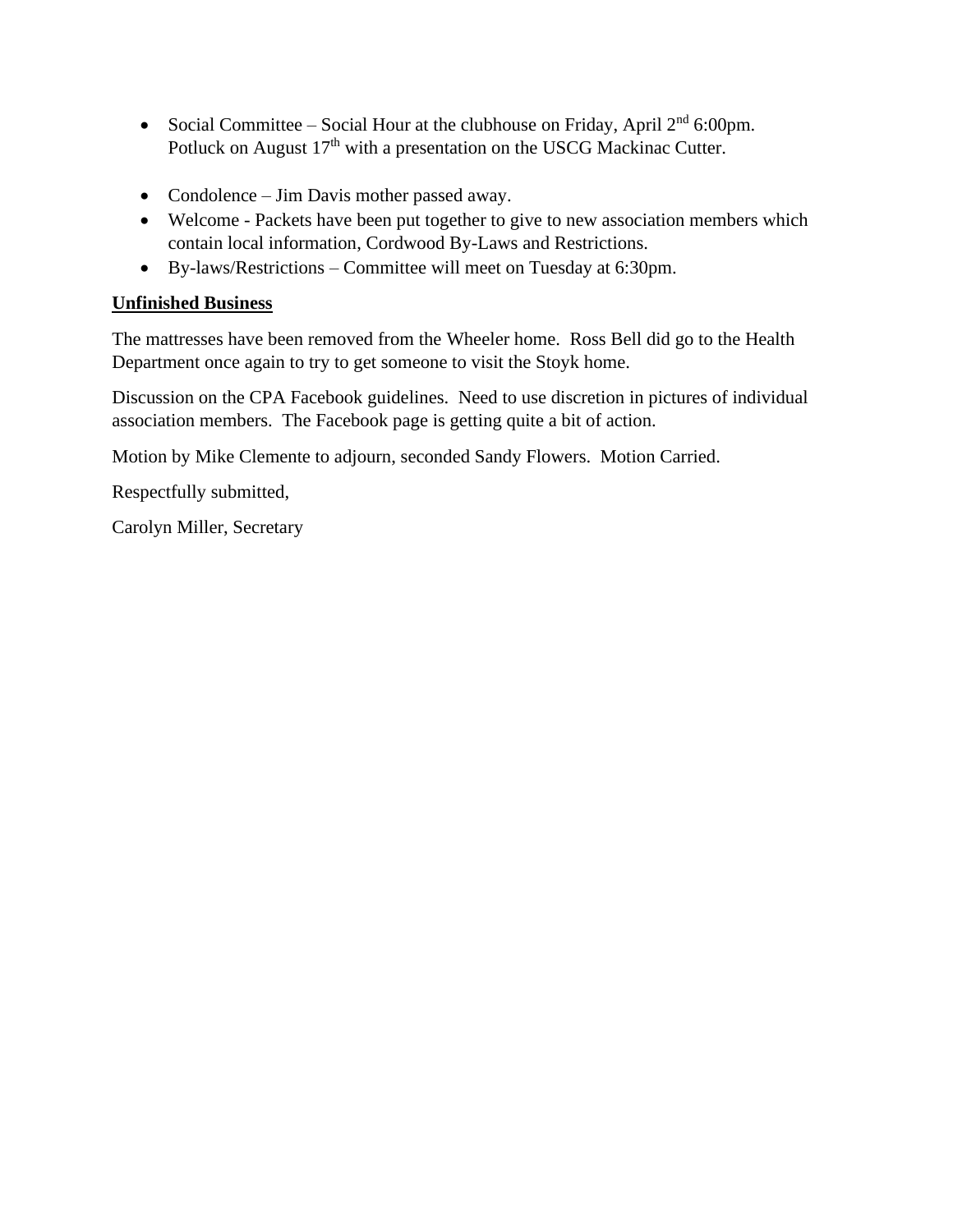- Social Committee – Social Hour at the clubhouse on Friday, April 2nd 6:00pm. Potluck on August 17th with a presentation on the USCG Mackinac Cutter.

- Condolence – Jim Davis mother passed away.
- Welcome - Packets have been put together to give to new association members which contain local information, Cordwood By-Laws and Restrictions.
- By-laws/Restrictions – Committee will meet on Tuesday at 6:30pm.

**Unfinished Business**

The mattresses have been removed from the Wheeler home. Ross Bell did go to the Health Department once again to try to get someone to visit the Stoyk home.

Discussion on the CPA Facebook guidelines. Need to use discretion in pictures of individual association members. The Facebook page is getting quite a bit of action.

Motion by Mike Clemente to adjourn, seconded Sandy Flowers. Motion Carried.

Respectfully submitted,

Carolyn Miller, Secretary